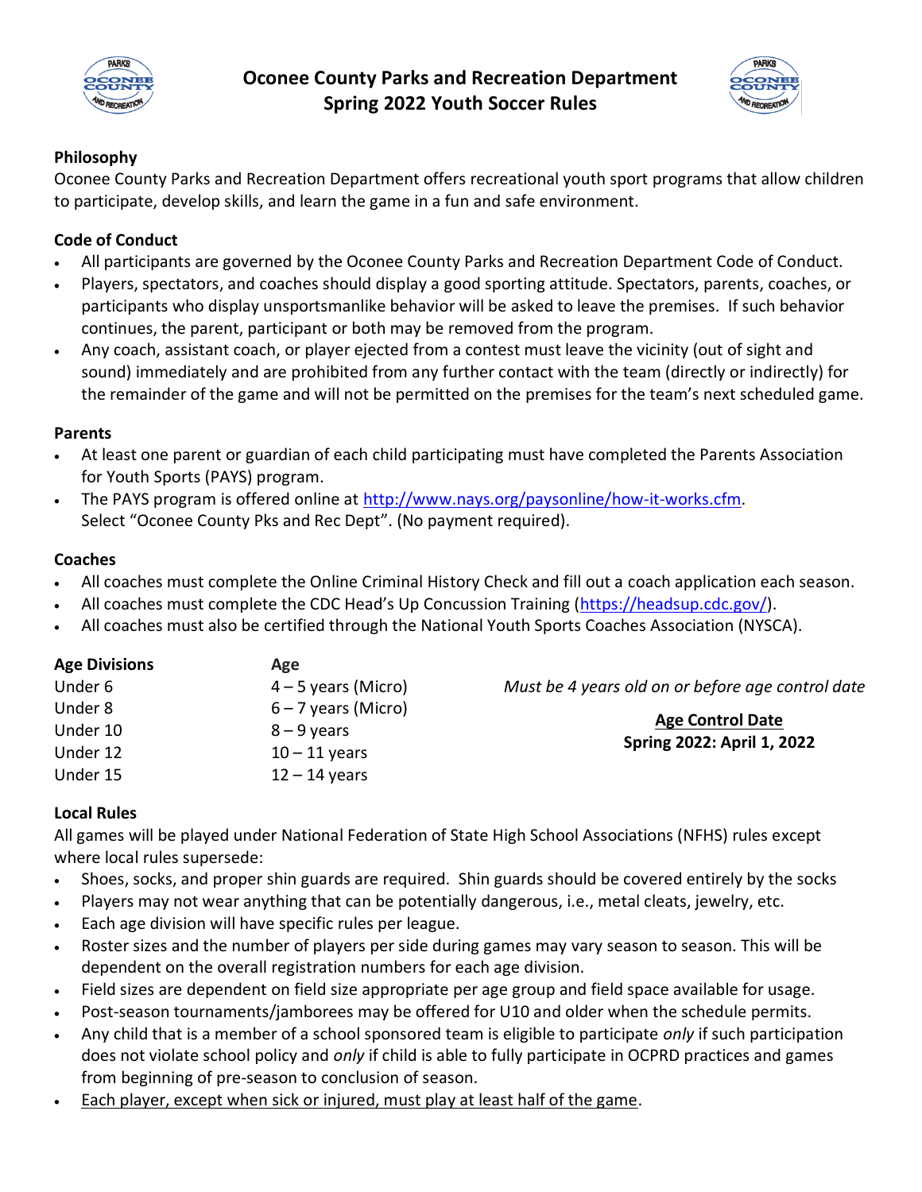# Oconee County Parks and Recreation Department
# Spring 2022 Youth Soccer Rules

## Philosophy

Oconee County Parks and Recreation Department offers recreational youth sport programs that allow children to participate, develop skills, and learn the game in a fun and safe environment.

## Code of Conduct

- All participants are governed by the Oconee County Parks and Recreation Department Code of Conduct.
- Players, spectators, and coaches should display a good sporting attitude. Spectators, parents, coaches, or participants who display unsportsmanlike behavior will be asked to leave the premises. If such behavior continues, the parent, participant or both may be removed from the program.
- Any coach, assistant coach, or player ejected from a contest must leave the vicinity (out of sight and sound) immediately and are prohibited from any further contact with the team (directly or indirectly) for the remainder of the game and will not be permitted on the premises for the team's next scheduled game.

## Parents

- At least one parent or guardian of each child participating must have completed the Parents Association for Youth Sports (PAYS) program.
- The PAYS program is offered online at [http://www.nays.org/paysonline/how-it-works.cfm](http://www.nays.org/paysonline/how-it-works.cfm). Select "Oconee County Pks and Rec Dept". (No payment required).

## Coaches

- All coaches must complete the Online Criminal History Check and fill out a coach application each season.
- All coaches must complete the CDC Head's Up Concussion Training ([https://headsup.cdc.gov/](https://headsup.cdc.gov/)).
- All coaches must also be certified through the National Youth Sports Coaches Association (NYSCA).

| Age Divisions | Age |
|---|---|
| Under 6 | 4 – 5 years (Micro) |
| Under 8 | 6 – 7 years (Micro) |
| Under 10 | 8 – 9 years |
| Under 12 | 10 – 11 years |
| Under 15 | 12 – 14 years |

*Must be 4 years old on or before age control date*

**Age Control Date**
**Spring 2022: April 1, 2022**

## Local Rules

All games will be played under National Federation of State High School Associations (NFHS) rules except where local rules supersede:

- Shoes, socks, and proper shin guards are required. Shin guards should be covered entirely by the socks
- Players may not wear anything that can be potentially dangerous, i.e., metal cleats, jewelry, etc.
- Each age division will have specific rules per league.
- Roster sizes and the number of players per side during games may vary season to season. This will be dependent on the overall registration numbers for each age division.
- Field sizes are dependent on field size appropriate per age group and field space available for usage.
- Post-season tournaments/jamborees may be offered for U10 and older when the schedule permits.
- Any child that is a member of a school sponsored team is eligible to participate *only* if such participation does not violate school policy and *only* if child is able to fully participate in OCPRD practices and games from beginning of pre-season to conclusion of season.
- <u>Each player, except when sick or injured, must play at least half of the game</u>.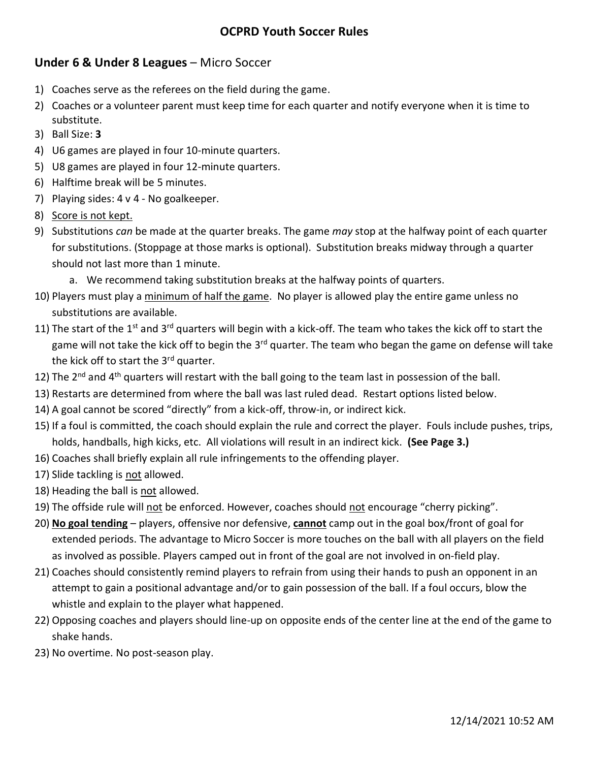# OCPRD Youth Soccer Rules

## Under 6 & Under 8 Leagues – Micro Soccer

1) Coaches serve as the referees on the field during the game.
2) Coaches or a volunteer parent must keep time for each quarter and notify everyone when it is time to substitute.
3) Ball Size: **3**
4) U6 games are played in four 10-minute quarters.
5) U8 games are played in four 12-minute quarters.
6) Halftime break will be 5 minutes.
7) Playing sides: 4 v 4 - No goalkeeper.
8) Score is not kept.
9) Substitutions *can* be made at the quarter breaks. The game *may* stop at the halfway point of each quarter for substitutions. (Stoppage at those marks is optional). Substitution breaks midway through a quarter should not last more than 1 minute.
   a. We recommend taking substitution breaks at the halfway points of quarters.
10) Players must play a minimum of half the game. No player is allowed play the entire game unless no substitutions are available.
11) The start of the 1st and 3rd quarters will begin with a kick-off. The team who takes the kick off to start the game will not take the kick off to begin the 3rd quarter. The team who began the game on defense will take the kick off to start the 3rd quarter.
12) The 2nd and 4th quarters will restart with the ball going to the team last in possession of the ball.
13) Restarts are determined from where the ball was last ruled dead. Restart options listed below.
14) A goal cannot be scored "directly" from a kick-off, throw-in, or indirect kick.
15) If a foul is committed, the coach should explain the rule and correct the player. Fouls include pushes, trips, holds, handballs, high kicks, etc. All violations will result in an indirect kick. **(See Page 3.)**
16) Coaches shall briefly explain all rule infringements to the offending player.
17) Slide tackling is not allowed.
18) Heading the ball is not allowed.
19) The offside rule will not be enforced. However, coaches should not encourage "cherry picking".
20) **No goal tending** – players, offensive nor defensive, **cannot** camp out in the goal box/front of goal for extended periods. The advantage to Micro Soccer is more touches on the ball with all players on the field as involved as possible. Players camped out in front of the goal are not involved in on-field play.
21) Coaches should consistently remind players to refrain from using their hands to push an opponent in an attempt to gain a positional advantage and/or to gain possession of the ball. If a foul occurs, blow the whistle and explain to the player what happened.
22) Opposing coaches and players should line-up on opposite ends of the center line at the end of the game to shake hands.
23) No overtime. No post-season play.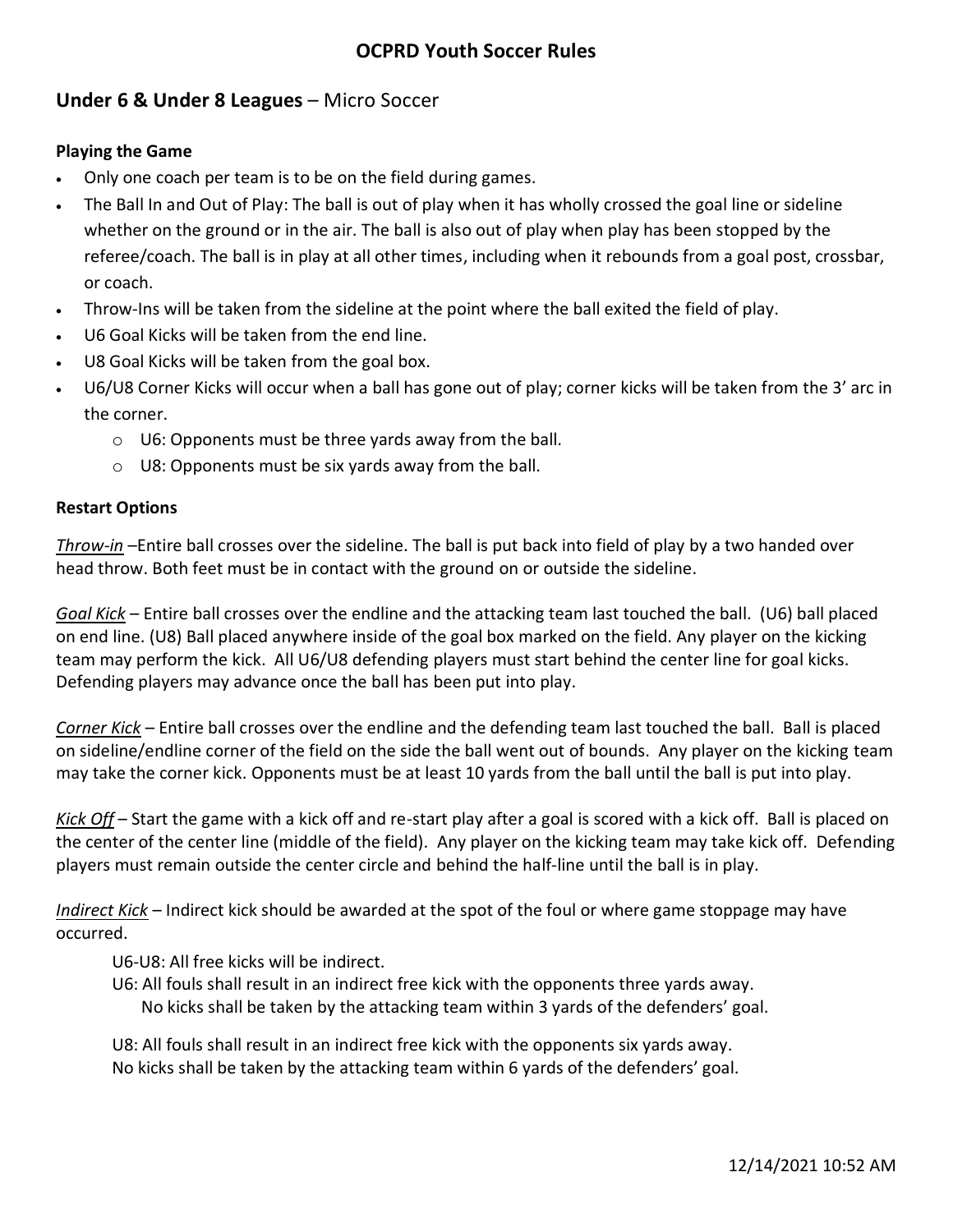# OCPRD Youth Soccer Rules

## Under 6 & Under 8 Leagues – Micro Soccer

### Playing the Game

- Only one coach per team is to be on the field during games.
- The Ball In and Out of Play: The ball is out of play when it has wholly crossed the goal line or sideline whether on the ground or in the air. The ball is also out of play when play has been stopped by the referee/coach. The ball is in play at all other times, including when it rebounds from a goal post, crossbar, or coach.
- Throw-Ins will be taken from the sideline at the point where the ball exited the field of play.
- U6 Goal Kicks will be taken from the end line.
- U8 Goal Kicks will be taken from the goal box.
- U6/U8 Corner Kicks will occur when a ball has gone out of play; corner kicks will be taken from the 3' arc in the corner.
  - U6: Opponents must be three yards away from the ball.
  - U8: Opponents must be six yards away from the ball.

### Restart Options

*Throw-in* –Entire ball crosses over the sideline. The ball is put back into field of play by a two handed over head throw. Both feet must be in contact with the ground on or outside the sideline.

*Goal Kick* – Entire ball crosses over the endline and the attacking team last touched the ball. (U6) ball placed on end line. (U8) Ball placed anywhere inside of the goal box marked on the field. Any player on the kicking team may perform the kick. All U6/U8 defending players must start behind the center line for goal kicks. Defending players may advance once the ball has been put into play.

*Corner Kick* – Entire ball crosses over the endline and the defending team last touched the ball. Ball is placed on sideline/endline corner of the field on the side the ball went out of bounds. Any player on the kicking team may take the corner kick. Opponents must be at least 10 yards from the ball until the ball is put into play.

*Kick Off* – Start the game with a kick off and re-start play after a goal is scored with a kick off. Ball is placed on the center of the center line (middle of the field). Any player on the kicking team may take kick off. Defending players must remain outside the center circle and behind the half-line until the ball is in play.

*Indirect Kick* – Indirect kick should be awarded at the spot of the foul or where game stoppage may have occurred.

U6-U8: All free kicks will be indirect.
U6: All fouls shall result in an indirect free kick with the opponents three yards away.
No kicks shall be taken by the attacking team within 3 yards of the defenders' goal.

U8: All fouls shall result in an indirect free kick with the opponents six yards away.
No kicks shall be taken by the attacking team within 6 yards of the defenders' goal.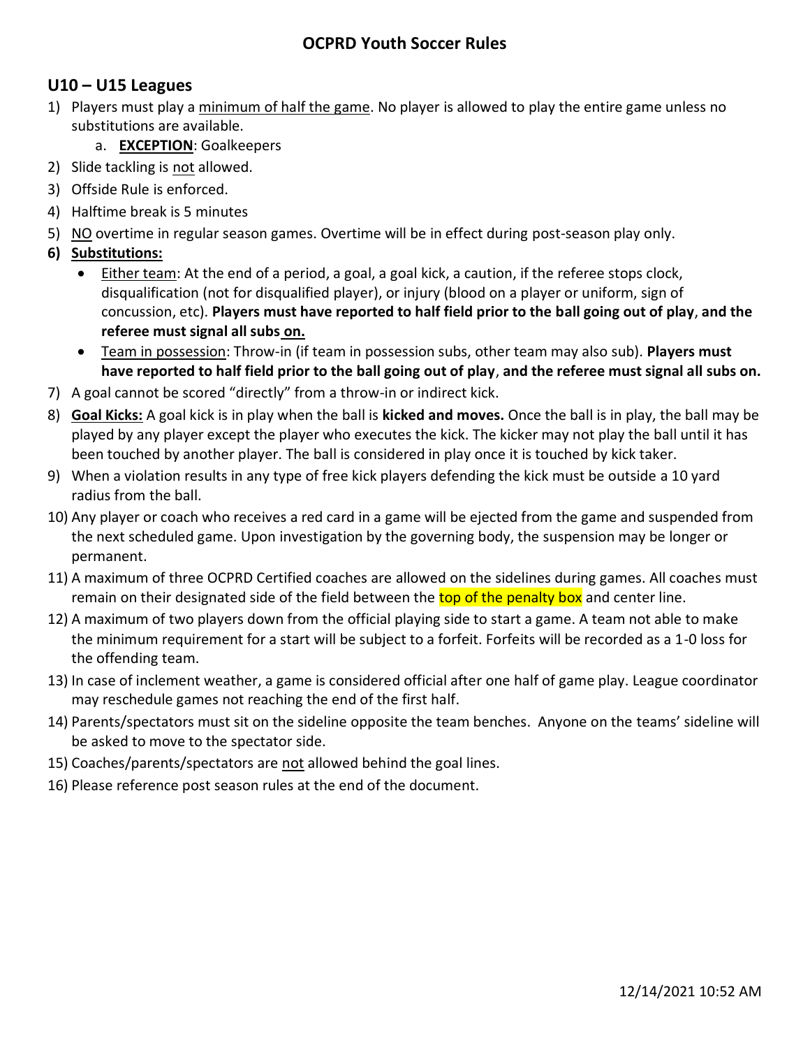# OCPRD Youth Soccer Rules

## U10 – U15 Leagues

1) Players must play a minimum of half the game. No player is allowed to play the entire game unless no substitutions are available.
    a. **EXCEPTION**: Goalkeepers
2) Slide tackling is not allowed.
3) Offside Rule is enforced.
4) Halftime break is 5 minutes
5) NO overtime in regular season games. Overtime will be in effect during post-season play only.
6) **Substitutions:**
    - Either team: At the end of a period, a goal, a goal kick, a caution, if the referee stops clock, disqualification (not for disqualified player), or injury (blood on a player or uniform, sign of concussion, etc). **Players must have reported to half field prior to the ball going out of play**, **and the referee must signal all subs on.**
    - Team in possession: Throw-in (if team in possession subs, other team may also sub). **Players must have reported to half field prior to the ball going out of play**, **and the referee must signal all subs on.**
7) A goal cannot be scored "directly" from a throw-in or indirect kick.
8) **Goal Kicks:** A goal kick is in play when the ball is **kicked and moves.** Once the ball is in play, the ball may be played by any player except the player who executes the kick. The kicker may not play the ball until it has been touched by another player. The ball is considered in play once it is touched by kick taker.
9) When a violation results in any type of free kick players defending the kick must be outside a 10 yard radius from the ball.
10) Any player or coach who receives a red card in a game will be ejected from the game and suspended from the next scheduled game. Upon investigation by the governing body, the suspension may be longer or permanent.
11) A maximum of three OCPRD Certified coaches are allowed on the sidelines during games. All coaches must remain on their designated side of the field between the top of the penalty box and center line.
12) A maximum of two players down from the official playing side to start a game. A team not able to make the minimum requirement for a start will be subject to a forfeit. Forfeits will be recorded as a 1-0 loss for the offending team.
13) In case of inclement weather, a game is considered official after one half of game play. League coordinator may reschedule games not reaching the end of the first half.
14) Parents/spectators must sit on the sideline opposite the team benches. Anyone on the teams' sideline will be asked to move to the spectator side.
15) Coaches/parents/spectators are not allowed behind the goal lines.
16) Please reference post season rules at the end of the document.

12/14/2021 10:52 AM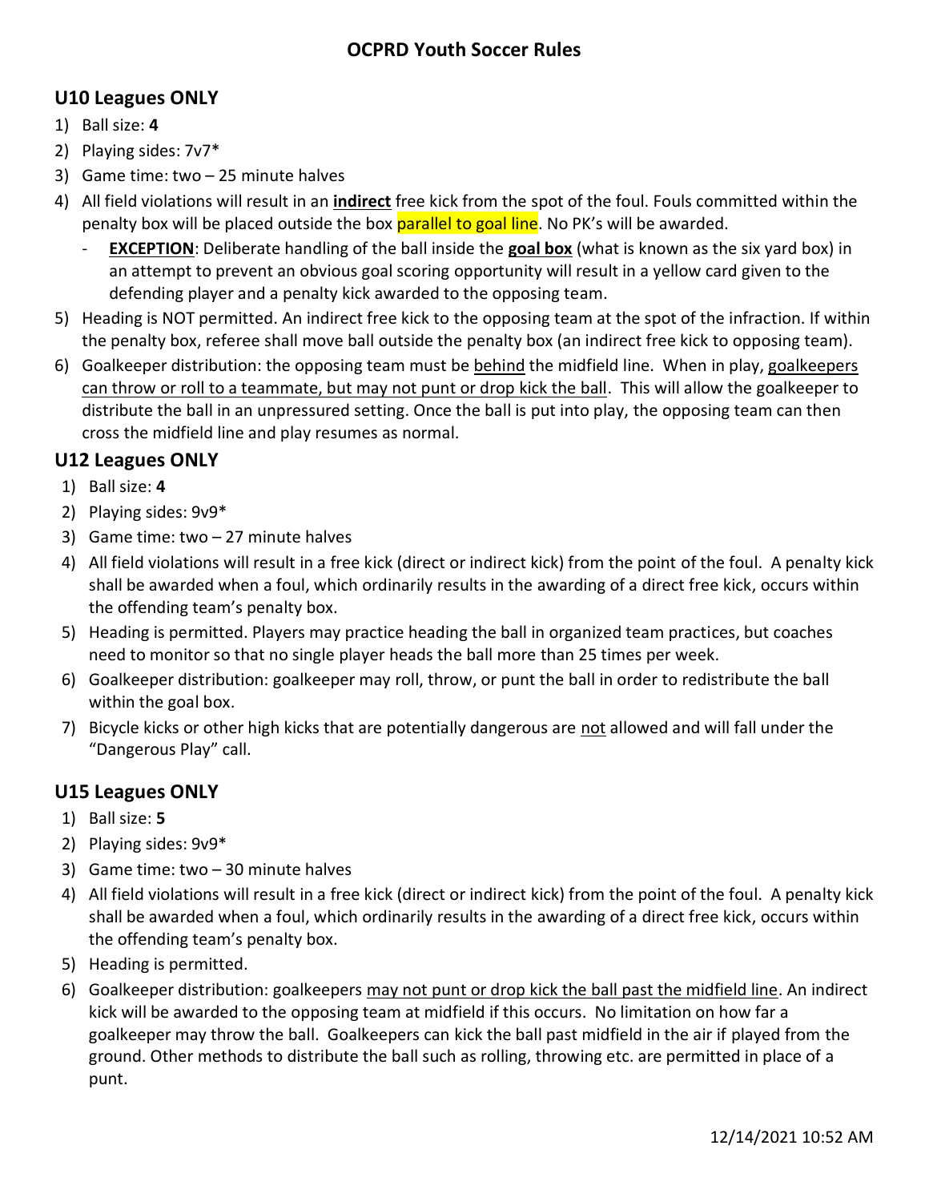# OCPRD Youth Soccer Rules

## U10 Leagues ONLY

1) Ball size: **4**
2) Playing sides: 7v7*
3) Game time: two – 25 minute halves
4) All field violations will result in an **indirect** free kick from the spot of the foul. Fouls committed within the penalty box will be placed outside the box parallel to goal line. No PK's will be awarded.
   - **EXCEPTION**: Deliberate handling of the ball inside the **goal box** (what is known as the six yard box) in an attempt to prevent an obvious goal scoring opportunity will result in a yellow card given to the defending player and a penalty kick awarded to the opposing team.
5) Heading is NOT permitted. An indirect free kick to the opposing team at the spot of the infraction. If within the penalty box, referee shall move ball outside the penalty box (an indirect free kick to opposing team).
6) Goalkeeper distribution: the opposing team must be behind the midfield line. When in play, goalkeepers can throw or roll to a teammate, but may not punt or drop kick the ball. This will allow the goalkeeper to distribute the ball in an unpressured setting. Once the ball is put into play, the opposing team can then cross the midfield line and play resumes as normal.

## U12 Leagues ONLY

1) Ball size: **4**
2) Playing sides: 9v9*
3) Game time: two – 27 minute halves
4) All field violations will result in a free kick (direct or indirect kick) from the point of the foul. A penalty kick shall be awarded when a foul, which ordinarily results in the awarding of a direct free kick, occurs within the offending team's penalty box.
5) Heading is permitted. Players may practice heading the ball in organized team practices, but coaches need to monitor so that no single player heads the ball more than 25 times per week.
6) Goalkeeper distribution: goalkeeper may roll, throw, or punt the ball in order to redistribute the ball within the goal box.
7) Bicycle kicks or other high kicks that are potentially dangerous are not allowed and will fall under the "Dangerous Play" call.

## U15 Leagues ONLY

1) Ball size: **5**
2) Playing sides: 9v9*
3) Game time: two – 30 minute halves
4) All field violations will result in a free kick (direct or indirect kick) from the point of the foul. A penalty kick shall be awarded when a foul, which ordinarily results in the awarding of a direct free kick, occurs within the offending team's penalty box.
5) Heading is permitted.
6) Goalkeeper distribution: goalkeepers may not punt or drop kick the ball past the midfield line. An indirect kick will be awarded to the opposing team at midfield if this occurs. No limitation on how far a goalkeeper may throw the ball. Goalkeepers can kick the ball past midfield in the air if played from the ground. Other methods to distribute the ball such as rolling, throwing etc. are permitted in place of a punt.

12/14/2021 10:52 AM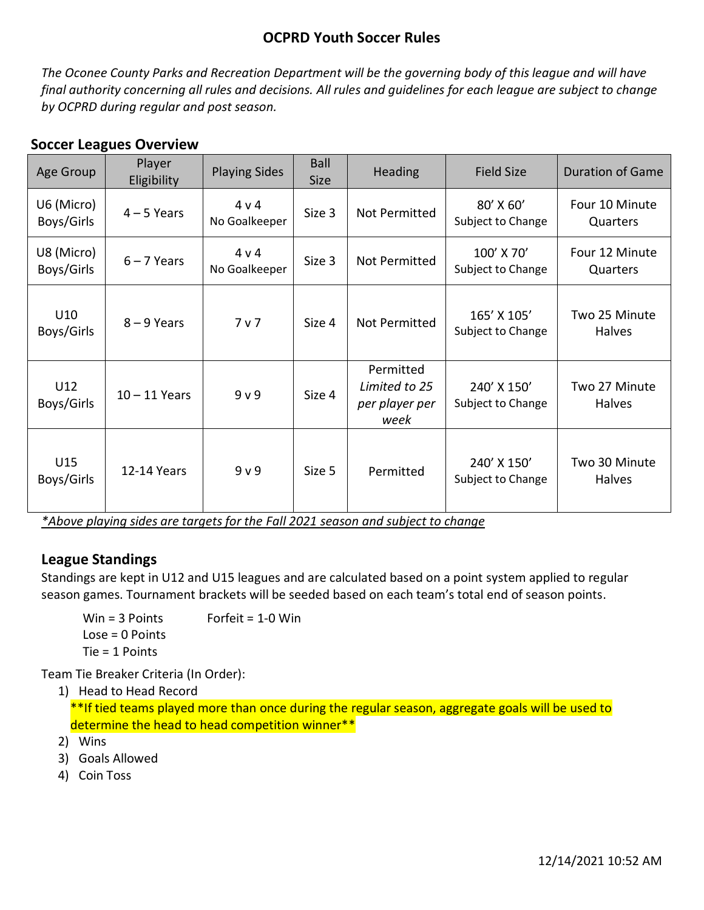# OCPRD Youth Soccer Rules

*The Oconee County Parks and Recreation Department will be the governing body of this league and will have final authority concerning all rules and decisions. All rules and guidelines for each league are subject to change by OCPRD during regular and post season.*

## Soccer Leagues Overview

| Age Group | Player Eligibility | Playing Sides | Ball Size | Heading | Field Size | Duration of Game |
|---|---|---|---|---|---|---|
| U6 (Micro) Boys/Girls | 4 – 5 Years | 4 v 4 No Goalkeeper | Size 3 | Not Permitted | 80' X 60' Subject to Change | Four 10 Minute Quarters |
| U8 (Micro) Boys/Girls | 6 – 7 Years | 4 v 4 No Goalkeeper | Size 3 | Not Permitted | 100' X 70' Subject to Change | Four 12 Minute Quarters |
| U10 Boys/Girls | 8 – 9 Years | 7 v 7 | Size 4 | Not Permitted | 165' X 105' Subject to Change | Two 25 Minute Halves |
| U12 Boys/Girls | 10 – 11 Years | 9 v 9 | Size 4 | Permitted *Limited to 25 per player per week* | 240' X 150' Subject to Change | Two 27 Minute Halves |
| U15 Boys/Girls | 12-14 Years | 9 v 9 | Size 5 | Permitted | 240' X 150' Subject to Change | Two 30 Minute Halves |

*\*Above playing sides are targets for the Fall 2021 season and subject to change*

## League Standings

Standings are kept in U12 and U15 leagues and are calculated based on a point system applied to regular season games. Tournament brackets will be seeded based on each team's total end of season points.

Win = 3 Points     Forfeit = 1-0 Win
Lose = 0 Points
Tie = 1 Points

Team Tie Breaker Criteria (In Order):

1) Head to Head Record
   **If tied teams played more than once during the regular season, aggregate goals will be used to determine the head to head competition winner**
2) Wins
3) Goals Allowed
4) Coin Toss

12/14/2021 10:52 AM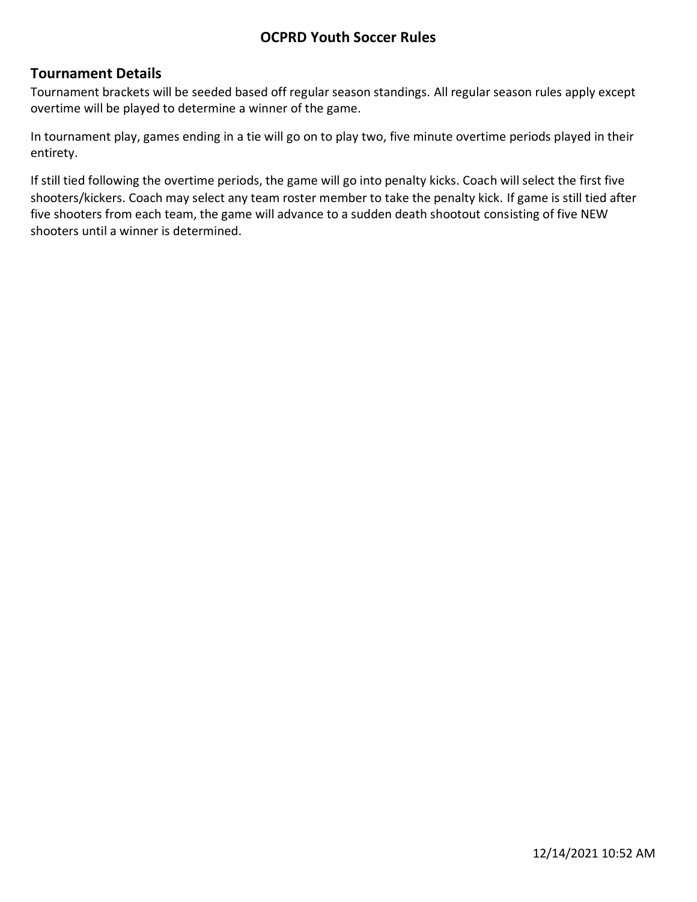# OCPRD Youth Soccer Rules

## Tournament Details

Tournament brackets will be seeded based off regular season standings. All regular season rules apply except overtime will be played to determine a winner of the game.

In tournament play, games ending in a tie will go on to play two, five minute overtime periods played in their entirety.

If still tied following the overtime periods, the game will go into penalty kicks. Coach will select the first five shooters/kickers. Coach may select any team roster member to take the penalty kick. If game is still tied after five shooters from each team, the game will advance to a sudden death shootout consisting of five NEW shooters until a winner is determined.